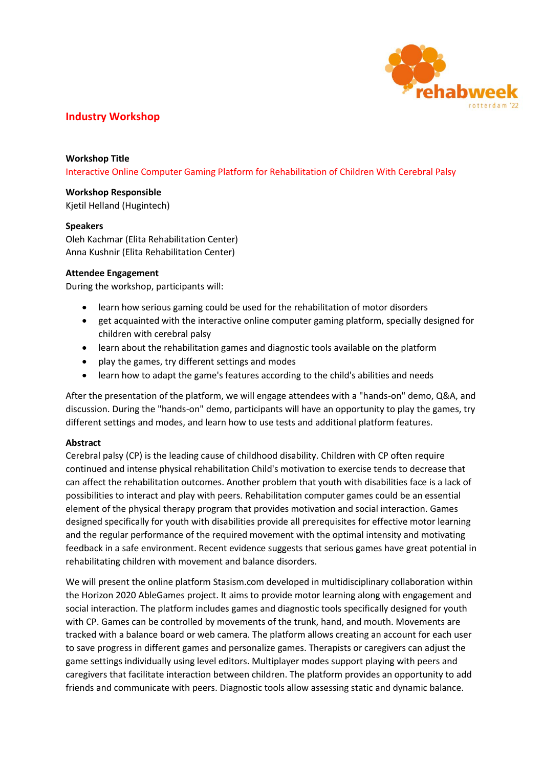rehabweek rotterdam '22

# Industry Workshop

**Workshop Title**

Interactive Online Computer Gaming Platform for Rehabilitation of Children With Cerebral Palsy

**Workshop Responsible**

Kjetil Helland (Hugintech)

**Speakers**

Oleh Kachmar (Elita Rehabilitation Center)
Anna Kushnir (Elita Rehabilitation Center)

**Attendee Engagement**

During the workshop, participants will:

- learn how serious gaming could be used for the rehabilitation of motor disorders
- get acquainted with the interactive online computer gaming platform, specially designed for children with cerebral palsy
- learn about the rehabilitation games and diagnostic tools available on the platform
- play the games, try different settings and modes
- learn how to adapt the game's features according to the child's abilities and needs

After the presentation of the platform, we will engage attendees with a "hands-on" demo, Q&A, and discussion. During the "hands-on" demo, participants will have an opportunity to play the games, try different settings and modes, and learn how to use tests and additional platform features.

**Abstract**

Cerebral palsy (CP) is the leading cause of childhood disability. Children with CP often require continued and intense physical rehabilitation Child's motivation to exercise tends to decrease that can affect the rehabilitation outcomes. Another problem that youth with disabilities face is a lack of possibilities to interact and play with peers. Rehabilitation computer games could be an essential element of the physical therapy program that provides motivation and social interaction. Games designed specifically for youth with disabilities provide all prerequisites for effective motor learning and the regular performance of the required movement with the optimal intensity and motivating feedback in a safe environment. Recent evidence suggests that serious games have great potential in rehabilitating children with movement and balance disorders.

We will present the online platform Stasism.com developed in multidisciplinary collaboration within the Horizon 2020 AbleGames project. It aims to provide motor learning along with engagement and social interaction. The platform includes games and diagnostic tools specifically designed for youth with CP. Games can be controlled by movements of the trunk, hand, and mouth. Movements are tracked with a balance board or web camera. The platform allows creating an account for each user to save progress in different games and personalize games. Therapists or caregivers can adjust the game settings individually using level editors. Multiplayer modes support playing with peers and caregivers that facilitate interaction between children. The platform provides an opportunity to add friends and communicate with peers. Diagnostic tools allow assessing static and dynamic balance.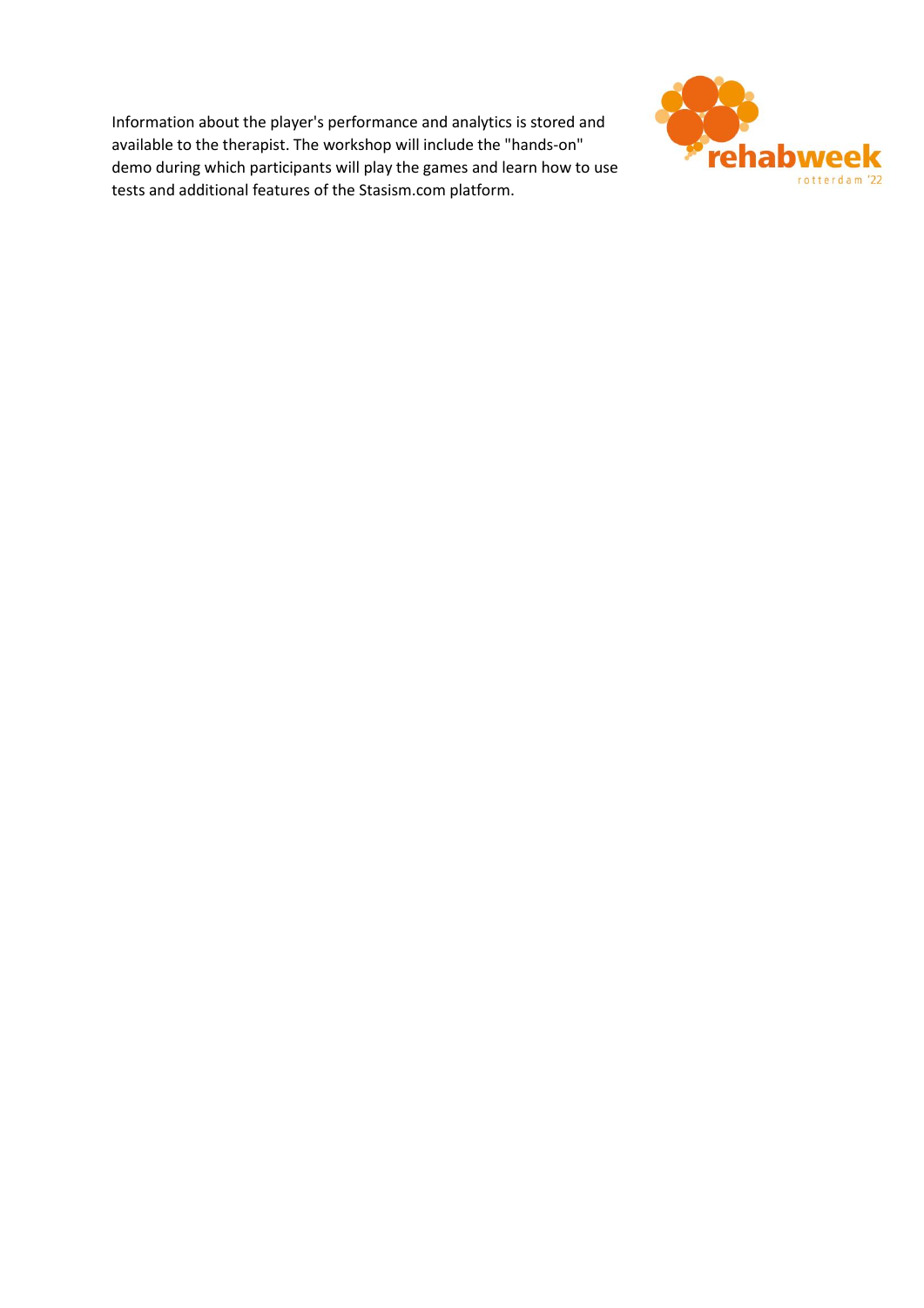Information about the player's performance and analytics is stored and available to the therapist. The workshop will include the "hands-on" demo during which participants will play the games and learn how to use tests and additional features of the Stasism.com platform.